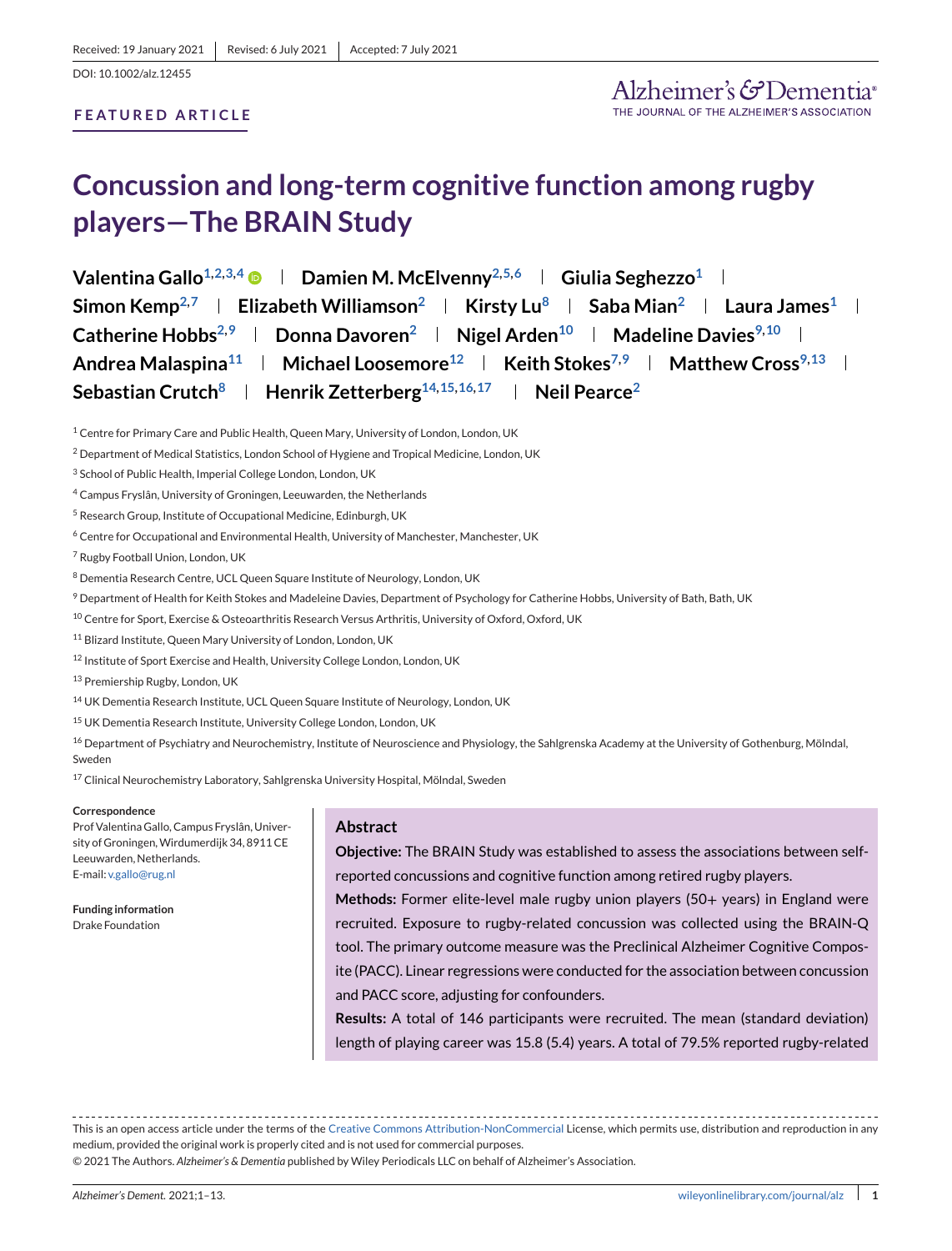Received: 19 January 2021 | Revised: 6 July 2021 | Accepted: 7 July 2021

DOI: 10.1002/alz.12455

**FEATURED ARTICLE**

# Concussion and long-term cognitive function among rugby players—The BRAIN Study

**Valentina Gallo**[1,2,3,4] | **Damien M. McElvenny**[2,5,6] | **Giulia Seghezzo**[1] | **Simon Kemp**[2,7] | **Elizabeth Williamson**[2] | **Kirsty Lu**[8] | **Saba Mian**[2] | **Laura James**[1] | **Catherine Hobbs**[2,9] | **Donna Davoren**[2] | **Nigel Arden**[10] | **Madeline Davies**[9,10] | **Andrea Malaspina**[11] | **Michael Loosemore**[12] | **Keith Stokes**[7,9] | **Matthew Cross**[9,13] | **Sebastian Crutch**[8] | **Henrik Zetterberg**[14,15,16,17] | **Neil Pearce**[2]

[1] Centre for Primary Care and Public Health, Queen Mary, University of London, London, UK

[2] Department of Medical Statistics, London School of Hygiene and Tropical Medicine, London, UK

[3] School of Public Health, Imperial College London, London, UK

[4] Campus Fryslân, University of Groningen, Leeuwarden, the Netherlands

[5] Research Group, Institute of Occupational Medicine, Edinburgh, UK

[6] Centre for Occupational and Environmental Health, University of Manchester, Manchester, UK

[7] Rugby Football Union, London, UK

[8] Dementia Research Centre, UCL Queen Square Institute of Neurology, London, UK

[9] Department of Health for Keith Stokes and Madeleine Davies, Department of Psychology for Catherine Hobbs, University of Bath, Bath, UK

[10] Centre for Sport, Exercise & Osteoarthritis Research Versus Arthritis, University of Oxford, Oxford, UK

[11] Blizard Institute, Queen Mary University of London, London, UK

[12] Institute of Sport Exercise and Health, University College London, London, UK

[13] Premiership Rugby, London, UK

[14] UK Dementia Research Institute, UCL Queen Square Institute of Neurology, London, UK

[15] UK Dementia Research Institute, University College London, London, UK

[16] Department of Psychiatry and Neurochemistry, Institute of Neuroscience and Physiology, the Sahlgrenska Academy at the University of Gothenburg, Mölndal, Sweden

[17] Clinical Neurochemistry Laboratory, Sahlgrenska University Hospital, Mölndal, Sweden

**Correspondence**

Prof Valentina Gallo, Campus Fryslân, University of Groningen, Wirdumerdijk 34, 8911 CE Leeuwarden, Netherlands.
E-mail: v.gallo@rug.nl

**Funding information**

Drake Foundation

## Abstract

**Objective:** The BRAIN Study was established to assess the associations between self-reported concussions and cognitive function among retired rugby players.

**Methods:** Former elite-level male rugby union players (50+ years) in England were recruited. Exposure to rugby-related concussion was collected using the BRAIN-Q tool. The primary outcome measure was the Preclinical Alzheimer Cognitive Composite (PACC). Linear regressions were conducted for the association between concussion and PACC score, adjusting for confounders.

**Results:** A total of 146 participants were recruited. The mean (standard deviation) length of playing career was 15.8 (5.4) years. A total of 79.5% reported rugby-related

This is an open access article under the terms of the Creative Commons Attribution-NonCommercial License, which permits use, distribution and reproduction in any medium, provided the original work is properly cited and is not used for commercial purposes.

© 2021 The Authors. *Alzheimer's & Dementia* published by Wiley Periodicals LLC on behalf of Alzheimer's Association.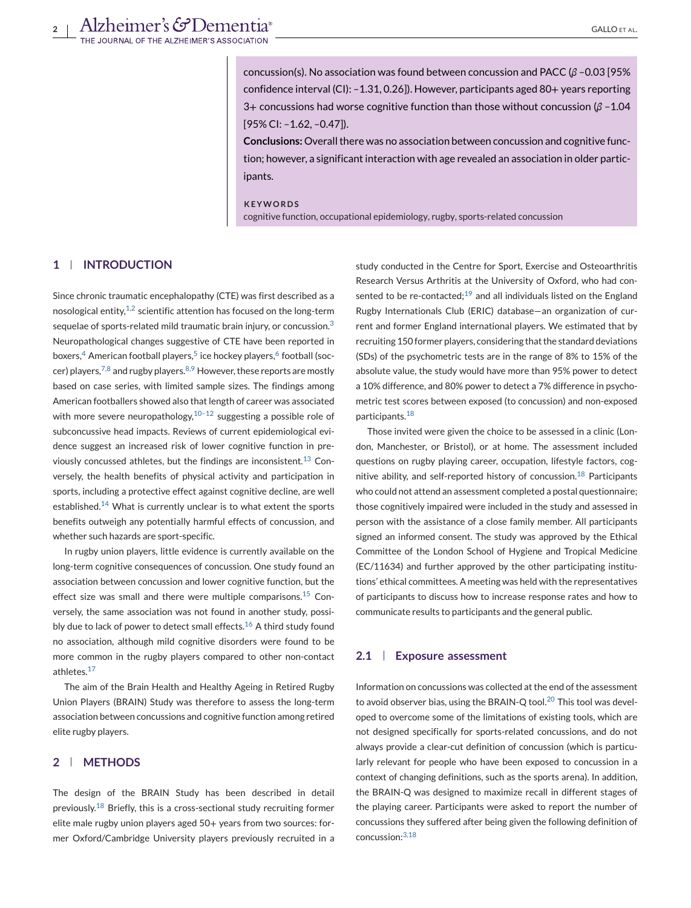concussion(s). No association was found between concussion and PACC ($\beta$ –0.03 [95% confidence interval (CI): –1.31, 0.26]). However, participants aged 80+ years reporting 3+ concussions had worse cognitive function than those without concussion ($\beta$ –1.04 [95% CI: –1.62, –0.47]).

**Conclusions:** Overall there was no association between concussion and cognitive function; however, a significant interaction with age revealed an association in older participants.

**KEYWORDS**

cognitive function, occupational epidemiology, rugby, sports-related concussion

## 1 | INTRODUCTION

Since chronic traumatic encephalopathy (CTE) was first described as a nosological entity,[1,2] scientific attention has focused on the long-term sequelae of sports-related mild traumatic brain injury, or concussion.[3] Neuropathological changes suggestive of CTE have been reported in boxers,[4] American football players,[5] ice hockey players,[6] football (soccer) players,[7,8] and rugby players.[8,9] However, these reports are mostly based on case series, with limited sample sizes. The findings among American footballers showed also that length of career was associated with more severe neuropathology,[10–12] suggesting a possible role of subconcussive head impacts. Reviews of current epidemiological evidence suggest an increased risk of lower cognitive function in previously concussed athletes, but the findings are inconsistent.[13] Conversely, the health benefits of physical activity and participation in sports, including a protective effect against cognitive decline, are well established.[14] What is currently unclear is to what extent the sports benefits outweigh any potentially harmful effects of concussion, and whether such hazards are sport-specific.

In rugby union players, little evidence is currently available on the long-term cognitive consequences of concussion. One study found an association between concussion and lower cognitive function, but the effect size was small and there were multiple comparisons.[15] Conversely, the same association was not found in another study, possibly due to lack of power to detect small effects.[16] A third study found no association, although mild cognitive disorders were found to be more common in the rugby players compared to other non-contact athletes.[17]

The aim of the Brain Health and Healthy Ageing in Retired Rugby Union Players (BRAIN) Study was therefore to assess the long-term association between concussions and cognitive function among retired elite rugby players.

## 2 | METHODS

The design of the BRAIN Study has been described in detail previously.[18] Briefly, this is a cross-sectional study recruiting former elite male rugby union players aged 50+ years from two sources: former Oxford/Cambridge University players previously recruited in a study conducted in the Centre for Sport, Exercise and Osteoarthritis Research Versus Arthritis at the University of Oxford, who had consented to be re-contacted;[19] and all individuals listed on the England Rugby Internationals Club (ERIC) database—an organization of current and former England international players. We estimated that by recruiting 150 former players, considering that the standard deviations (SDs) of the psychometric tests are in the range of 8% to 15% of the absolute value, the study would have more than 95% power to detect a 10% difference, and 80% power to detect a 7% difference in psychometric test scores between exposed (to concussion) and non-exposed participants.[18]

Those invited were given the choice to be assessed in a clinic (London, Manchester, or Bristol), or at home. The assessment included questions on rugby playing career, occupation, lifestyle factors, cognitive ability, and self-reported history of concussion.[18] Participants who could not attend an assessment completed a postal questionnaire; those cognitively impaired were included in the study and assessed in person with the assistance of a close family member. All participants signed an informed consent. The study was approved by the Ethical Committee of the London School of Hygiene and Tropical Medicine (EC/11634) and further approved by the other participating institutions' ethical committees. A meeting was held with the representatives of participants to discuss how to increase response rates and how to communicate results to participants and the general public.

### 2.1 | Exposure assessment

Information on concussions was collected at the end of the assessment to avoid observer bias, using the BRAIN-Q tool.[20] This tool was developed to overcome some of the limitations of existing tools, which are not designed specifically for sports-related concussions, and do not always provide a clear-cut definition of concussion (which is particularly relevant for people who have been exposed to concussion in a context of changing definitions, such as the sports arena). In addition, the BRAIN-Q was designed to maximize recall in different stages of the playing career. Participants were asked to report the number of concussions they suffered after being given the following definition of concussion:[3,18]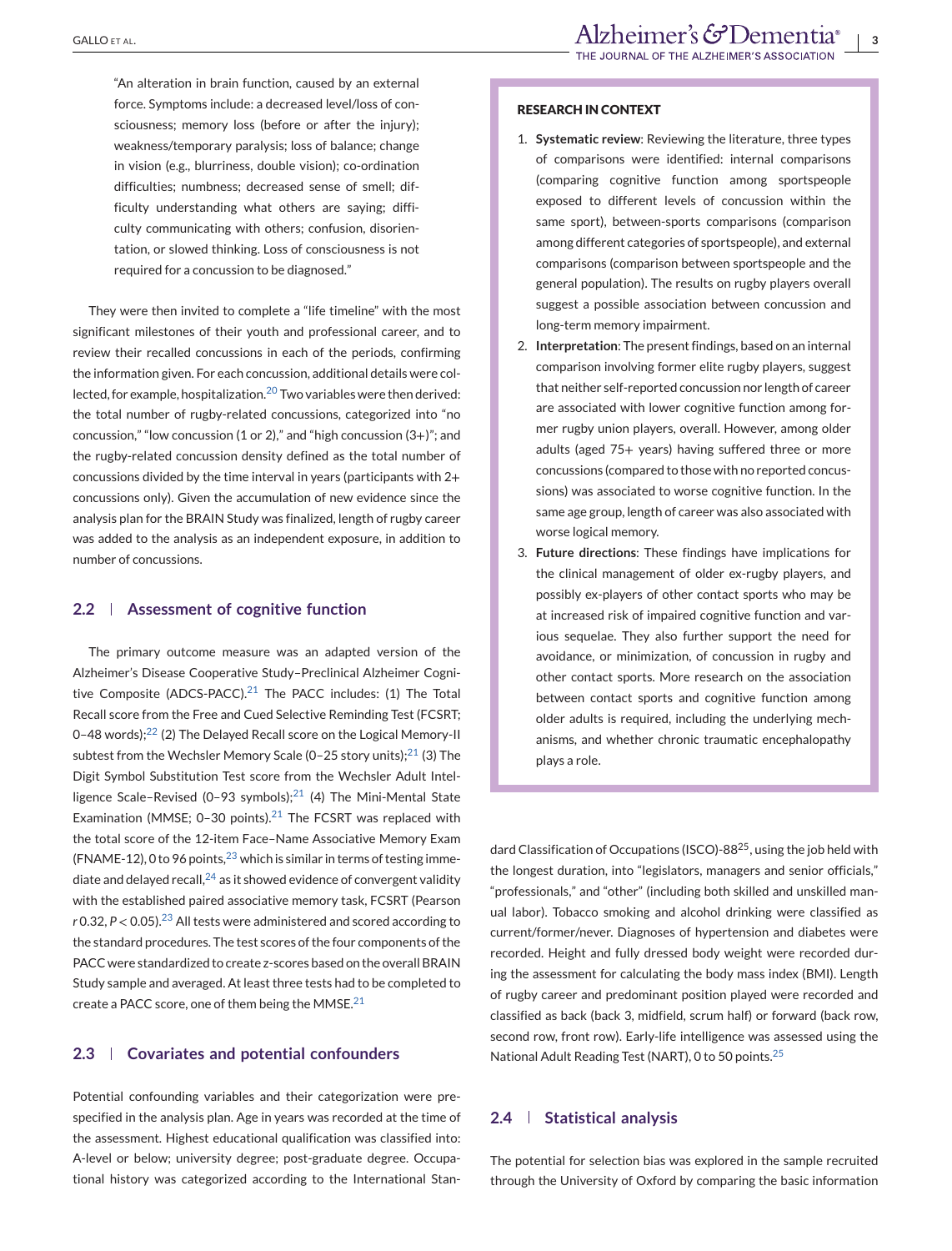"An alteration in brain function, caused by an external force. Symptoms include: a decreased level/loss of consciousness; memory loss (before or after the injury); weakness/temporary paralysis; loss of balance; change in vision (e.g., blurriness, double vision); co-ordination difficulties; numbness; decreased sense of smell; difficulty understanding what others are saying; difficulty communicating with others; confusion, disorientation, or slowed thinking. Loss of consciousness is not required for a concussion to be diagnosed."

They were then invited to complete a "life timeline" with the most significant milestones of their youth and professional career, and to review their recalled concussions in each of the periods, confirming the information given. For each concussion, additional details were collected, for example, hospitalization.[20] Two variables were then derived: the total number of rugby-related concussions, categorized into "no concussion," "low concussion (1 or 2)," and "high concussion (3+)"; and the rugby-related concussion density defined as the total number of concussions divided by the time interval in years (participants with 2+ concussions only). Given the accumulation of new evidence since the analysis plan for the BRAIN Study was finalized, length of rugby career was added to the analysis as an independent exposure, in addition to number of concussions.

## 2.2 | Assessment of cognitive function

The primary outcome measure was an adapted version of the Alzheimer's Disease Cooperative Study–Preclinical Alzheimer Cognitive Composite (ADCS-PACC).[21] The PACC includes: (1) The Total Recall score from the Free and Cued Selective Reminding Test (FCSRT; 0–48 words);[22] (2) The Delayed Recall score on the Logical Memory-II subtest from the Wechsler Memory Scale (0–25 story units);[21] (3) The Digit Symbol Substitution Test score from the Wechsler Adult Intelligence Scale–Revised (0–93 symbols);[21] (4) The Mini-Mental State Examination (MMSE; 0–30 points).[21] The FCSRT was replaced with the total score of the 12-item Face–Name Associative Memory Exam (FNAME-12), 0 to 96 points,[23] which is similar in terms of testing immediate and delayed recall,[24] as it showed evidence of convergent validity with the established paired associative memory task, FCSRT (Pearson $r$ 0.32, $P < 0.05$).[23] All tests were administered and scored according to the standard procedures. The test scores of the four components of the PACC were standardized to create $z$-scores based on the overall BRAIN Study sample and averaged. At least three tests had to be completed to create a PACC score, one of them being the MMSE.[21]

## 2.3 | Covariates and potential confounders

Potential confounding variables and their categorization were pre-specified in the analysis plan. Age in years was recorded at the time of the assessment. Highest educational qualification was classified into: A-level or below; university degree; post-graduate degree. Occupational history was categorized according to the International Standard Classification of Occupations (ISCO)-88[25], using the job held with the longest duration, into "legislators, managers and senior officials," "professionals," and "other" (including both skilled and unskilled manual labor). Tobacco smoking and alcohol drinking were classified as current/former/never. Diagnoses of hypertension and diabetes were recorded. Height and fully dressed body weight were recorded during the assessment for calculating the body mass index (BMI). Length of rugby career and predominant position played were recorded and classified as back (back 3, midfield, scrum half) or forward (back row, second row, front row). Early-life intelligence was assessed using the National Adult Reading Test (NART), 0 to 50 points.[25]

**RESEARCH IN CONTEXT**

1. **Systematic review**: Reviewing the literature, three types of comparisons were identified: internal comparisons (comparing cognitive function among sportspeople exposed to different levels of concussion within the same sport), between-sports comparisons (comparison among different categories of sportspeople), and external comparisons (comparison between sportspeople and the general population). The results on rugby players overall suggest a possible association between concussion and long-term memory impairment.
2. **Interpretation**: The present findings, based on an internal comparison involving former elite rugby players, suggest that neither self-reported concussion nor length of career are associated with lower cognitive function among former rugby union players, overall. However, among older adults (aged 75+ years) having suffered three or more concussions (compared to those with no reported concussions) was associated to worse cognitive function. In the same age group, length of career was also associated with worse logical memory.
3. **Future directions**: These findings have implications for the clinical management of older ex-rugby players, and possibly ex-players of other contact sports who may be at increased risk of impaired cognitive function and various sequelae. They also further support the need for avoidance, or minimization, of concussion in rugby and other contact sports. More research on the association between contact sports and cognitive function among older adults is required, including the underlying mechanisms, and whether chronic traumatic encephalopathy plays a role.

## 2.4 | Statistical analysis

The potential for selection bias was explored in the sample recruited through the University of Oxford by comparing the basic information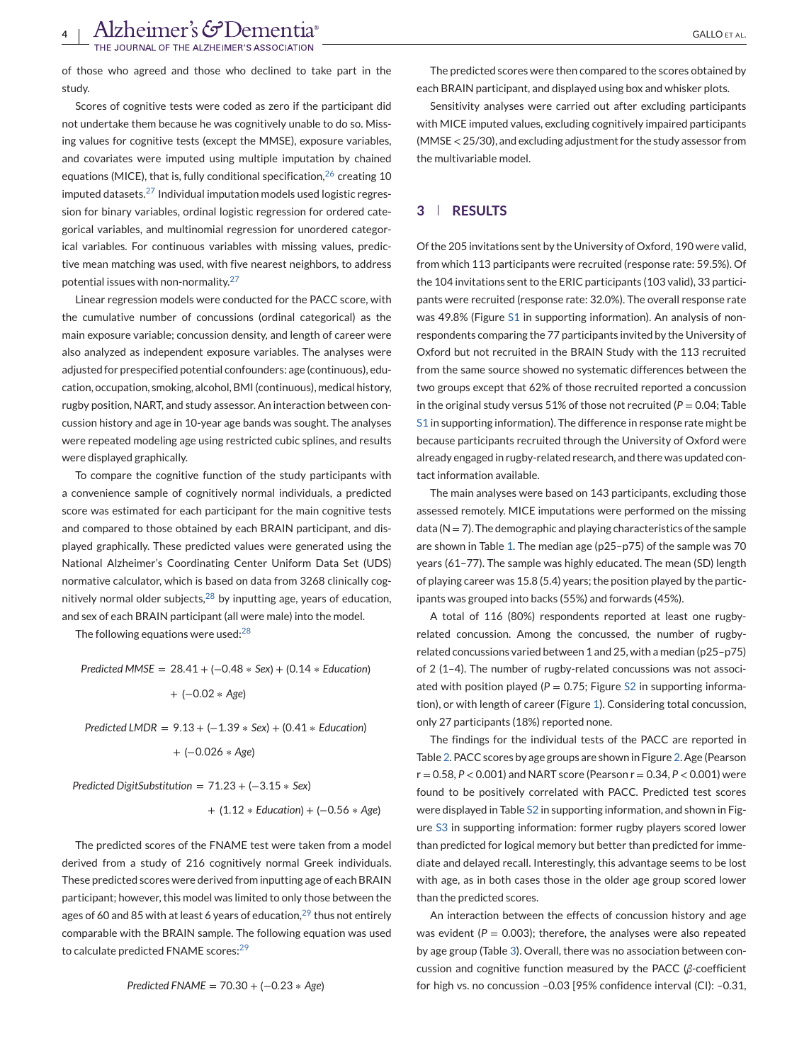of those who agreed and those who declined to take part in the study.

Scores of cognitive tests were coded as zero if the participant did not undertake them because he was cognitively unable to do so. Missing values for cognitive tests (except the MMSE), exposure variables, and covariates were imputed using multiple imputation by chained equations (MICE), that is, fully conditional specification,[26] creating 10 imputed datasets.[27] Individual imputation models used logistic regression for binary variables, ordinal logistic regression for ordered categorical variables, and multinomial regression for unordered categorical variables. For continuous variables with missing values, predictive mean matching was used, with five nearest neighbors, to address potential issues with non-normality.[27]

Linear regression models were conducted for the PACC score, with the cumulative number of concussions (ordinal categorical) as the main exposure variable; concussion density, and length of career were also analyzed as independent exposure variables. The analyses were adjusted for prespecified potential confounders: age (continuous), education, occupation, smoking, alcohol, BMI (continuous), medical history, rugby position, NART, and study assessor. An interaction between concussion history and age in 10-year age bands was sought. The analyses were repeated modeling age using restricted cubic splines, and results were displayed graphically.

To compare the cognitive function of the study participants with a convenience sample of cognitively normal individuals, a predicted score was estimated for each participant for the main cognitive tests and compared to those obtained by each BRAIN participant, and displayed graphically. These predicted values were generated using the National Alzheimer's Coordinating Center Uniform Data Set (UDS) normative calculator, which is based on data from 3268 clinically cognitively normal older subjects,[28] by inputting age, years of education, and sex of each BRAIN participant (all were male) into the model.

The following equations were used:[28]

$$Predicted\ MMSE = 28.41 + (-0.48 * Sex) + (0.14 * Education) + (-0.02 * Age)$$

$$Predicted\ LMDR = 9.13 + (-1.39 * Sex) + (0.41 * Education) + (-0.026 * Age)$$

$$Predicted\ DigitSubstitution = 71.23 + (-3.15 * Sex) + (1.12 * Education) + (-0.56 * Age)$$

The predicted scores of the FNAME test were taken from a model derived from a study of 216 cognitively normal Greek individuals. These predicted scores were derived from inputting age of each BRAIN participant; however, this model was limited to only those between the ages of 60 and 85 with at least 6 years of education,[29] thus not entirely comparable with the BRAIN sample. The following equation was used to calculate predicted FNAME scores:[29]

$$Predicted\ FNAME = 70.30 + (-0.23 * Age)$$

The predicted scores were then compared to the scores obtained by each BRAIN participant, and displayed using box and whisker plots.

Sensitivity analyses were carried out after excluding participants with MICE imputed values, excluding cognitively impaired participants (MMSE < 25/30), and excluding adjustment for the study assessor from the multivariable model.

## 3 | RESULTS

Of the 205 invitations sent by the University of Oxford, 190 were valid, from which 113 participants were recruited (response rate: 59.5%). Of the 104 invitations sent to the ERIC participants (103 valid), 33 participants were recruited (response rate: 32.0%). The overall response rate was 49.8% (Figure S1 in supporting information). An analysis of non-respondents comparing the 77 participants invited by the University of Oxford but not recruited in the BRAIN Study with the 113 recruited from the same source showed no systematic differences between the two groups except that 62% of those recruited reported a concussion in the original study versus 51% of those not recruited ($P = 0.04$; Table S1 in supporting information). The difference in response rate might be because participants recruited through the University of Oxford were already engaged in rugby-related research, and there was updated contact information available.

The main analyses were based on 143 participants, excluding those assessed remotely. MICE imputations were performed on the missing data ($N = 7$). The demographic and playing characteristics of the sample are shown in Table 1. The median age (p25–p75) of the sample was 70 years (61–77). The sample was highly educated. The mean (SD) length of playing career was 15.8 (5.4) years; the position played by the participants was grouped into backs (55%) and forwards (45%).

A total of 116 (80%) respondents reported at least one rugby-related concussion. Among the concussed, the number of rugby-related concussions varied between 1 and 25, with a median (p25–p75) of 2 (1–4). The number of rugby-related concussions was not associated with position played ($P = 0.75$; Figure S2 in supporting information), or with length of career (Figure 1). Considering total concussion, only 27 participants (18%) reported none.

The findings for the individual tests of the PACC are reported in Table 2. PACC scores by age groups are shown in Figure 2. Age (Pearson $r = 0.58$, $P < 0.001$) and NART score (Pearson $r = 0.34$, $P < 0.001$) were found to be positively correlated with PACC. Predicted test scores were displayed in Table S2 in supporting information, and shown in Figure S3 in supporting information: former rugby players scored lower than predicted for logical memory but better than predicted for immediate and delayed recall. Interestingly, this advantage seems to be lost with age, as in both cases those in the older age group scored lower than the predicted scores.

An interaction between the effects of concussion history and age was evident ($P = 0.003$); therefore, the analyses were also repeated by age group (Table 3). Overall, there was no association between concussion and cognitive function measured by the PACC ($\beta$-coefficient for high vs. no concussion –0.03 [95% confidence interval (CI): –0.31,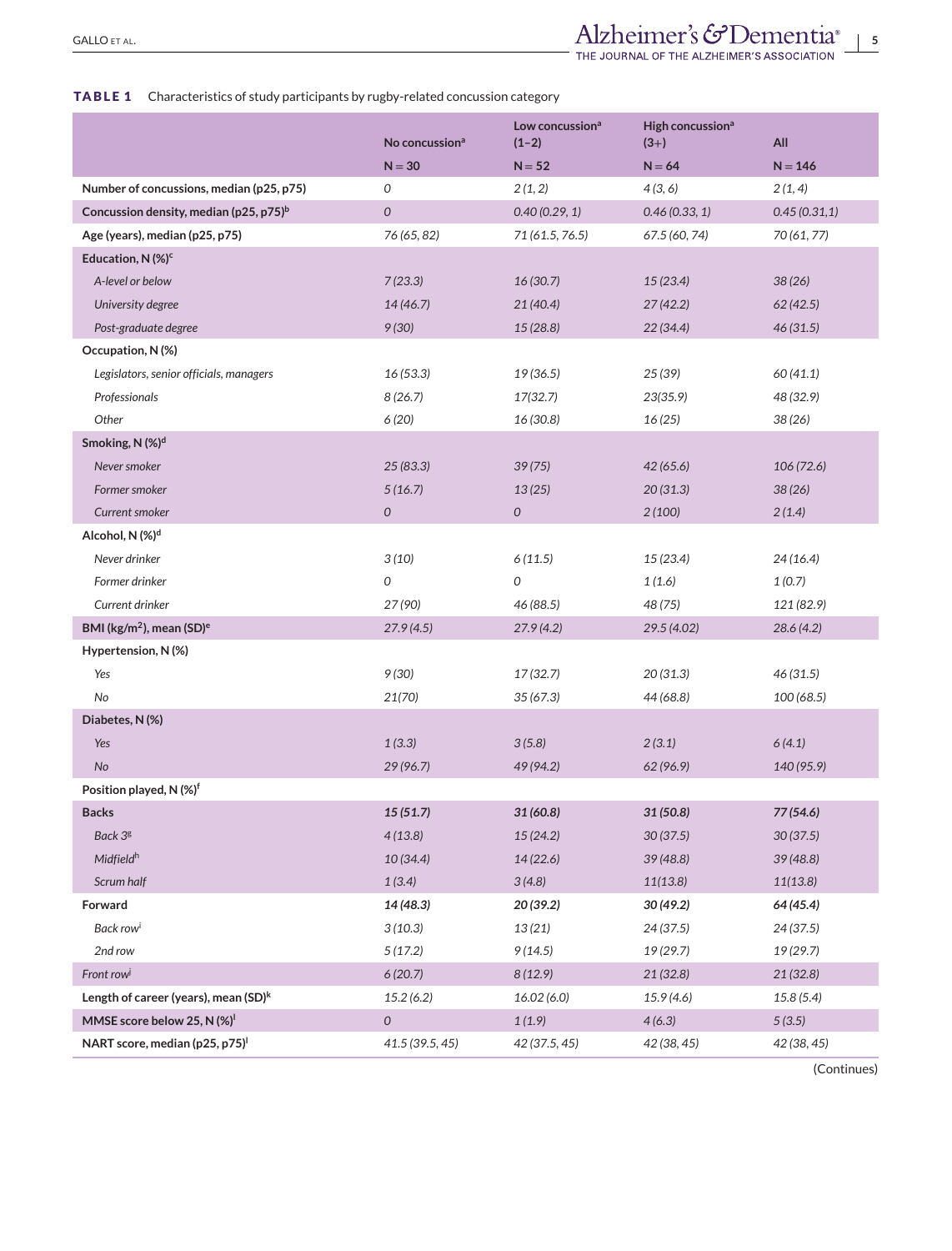**TABLE 1** Characteristics of study participants by rugby-related concussion category

| | No concussion[a] | Low concussion[a] (1–2) | High concussion[a] (3+) | All |
|---|---|---|---|---|
| | N = 30 | N = 52 | N = 64 | N = 146 |
| **Number of concussions, median (p25, p75)** | 0 | 2 (1, 2) | 4 (3, 6) | 2 (1, 4) |
| **Concussion density, median (p25, p75)[b]** | 0 | 0.40 (0.29, 1) | 0.46 (0.33, 1) | 0.45 (0.31,1) |
| **Age (years), median (p25, p75)** | 76 (65, 82) | 71 (61.5, 76.5) | 67.5 (60, 74) | 70 (61, 77) |
| **Education, N (%)[c]** | | | | |
| A-level or below | 7 (23.3) | 16 (30.7) | 15 (23.4) | 38 (26) |
| University degree | 14 (46.7) | 21 (40.4) | 27 (42.2) | 62 (42.5) |
| Post-graduate degree | 9 (30) | 15 (28.8) | 22 (34.4) | 46 (31.5) |
| **Occupation, N (%)** | | | | |
| Legislators, senior officials, managers | 16 (53.3) | 19 (36.5) | 25 (39) | 60 (41.1) |
| Professionals | 8 (26.7) | 17(32.7) | 23(35.9) | 48 (32.9) |
| Other | 6 (20) | 16 (30.8) | 16 (25) | 38 (26) |
| **Smoking, N (%)[d]** | | | | |
| Never smoker | 25 (83.3) | 39 (75) | 42 (65.6) | 106 (72.6) |
| Former smoker | 5 (16.7) | 13 (25) | 20 (31.3) | 38 (26) |
| Current smoker | 0 | 0 | 2 (100) | 2 (1.4) |
| **Alcohol, N (%)[d]** | | | | |
| Never drinker | 3 (10) | 6 (11.5) | 15 (23.4) | 24 (16.4) |
| Former drinker | 0 | 0 | 1 (1.6) | 1 (0.7) |
| Current drinker | 27 (90) | 46 (88.5) | 48 (75) | 121 (82.9) |
| **BMI (kg/m$^2$), mean (SD)[e]** | 27.9 (4.5) | 27.9 (4.2) | 29.5 (4.02) | 28.6 (4.2) |
| **Hypertension, N (%)** | | | | |
| Yes | 9 (30) | 17 (32.7) | 20 (31.3) | 46 (31.5) |
| No | 21(70) | 35 (67.3) | 44 (68.8) | 100 (68.5) |
| **Diabetes, N (%)** | | | | |
| Yes | 1 (3.3) | 3 (5.8) | 2 (3.1) | 6 (4.1) |
| No | 29 (96.7) | 49 (94.2) | 62 (96.9) | 140 (95.9) |
| **Position played, N (%)[f]** | | | | |
| **Backs** | **15 (51.7)** | **31 (60.8)** | **31 (50.8)** | **77 (54.6)** |
| Back 3[g] | 4 (13.8) | 15 (24.2) | 30 (37.5) | 30 (37.5) |
| Midfield[h] | 10 (34.4) | 14 (22.6) | 39 (48.8) | 39 (48.8) |
| Scrum half | 1 (3.4) | 3 (4.8) | 11(13.8) | 11(13.8) |
| **Forward** | **14 (48.3)** | **20 (39.2)** | **30 (49.2)** | **64 (45.4)** |
| Back row[i] | 3 (10.3) | 13 (21) | 24 (37.5) | 24 (37.5) |
| 2nd row | 5 (17.2) | 9 (14.5) | 19 (29.7) | 19 (29.7) |
| Front row[j] | 6 (20.7) | 8 (12.9) | 21 (32.8) | 21 (32.8) |
| **Length of career (years), mean (SD)[k]** | 15.2 (6.2) | 16.02 (6.0) | 15.9 (4.6) | 15.8 (5.4) |
| **MMSE score below 25, N (%)[l]** | 0 | 1 (1.9) | 4 (6.3) | 5 (3.5) |
| **NART score, median (p25, p75)[l]** | 41.5 (39.5, 45) | 42 (37.5, 45) | 42 (38, 45) | 42 (38, 45) |

(Continues)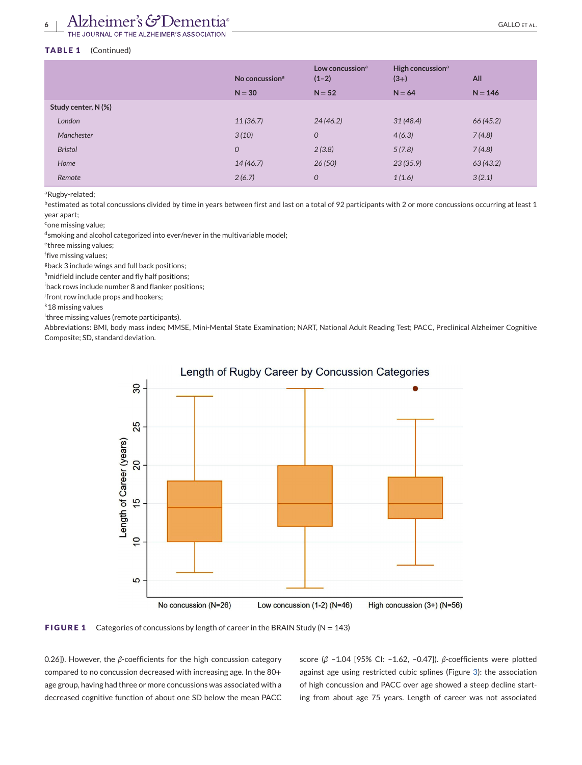**TABLE 1** (Continued)

| | No concussion[a] N = 30 | Low concussion[a] (1–2) N = 52 | High concussion[a] (3+) N = 64 | All N = 146 |
|---|---|---|---|---|
| **Study center, N (%)** | | | | |
| *London* | *11 (36.7)* | *24 (46.2)* | *31 (48.4)* | *66 (45.2)* |
| *Manchester* | *3 (10)* | *0* | *4 (6.3)* | *7 (4.8)* |
| *Bristol* | *0* | *2 (3.8)* | *5 (7.8)* | *7 (4.8)* |
| *Home* | *14 (46.7)* | *26 (50)* | *23 (35.9)* | *63 (43.2)* |
| *Remote* | *2 (6.7)* | *0* | *1 (1.6)* | *3 (2.1)* |

[a]Rugby-related;
[b]estimated as total concussions divided by time in years between first and last on a total of 92 participants with 2 or more concussions occurring at least 1 year apart;
[c]one missing value;
[d]smoking and alcohol categorized into ever/never in the multivariable model;
[e]three missing values;
[f]five missing values;
[g]back 3 include wings and full back positions;
[h]midfield include center and fly half positions;
[i]back rows include number 8 and flanker positions;
[j]front row include props and hookers;
[k]18 missing values
[l]three missing values (remote participants).
Abbreviations: BMI, body mass index; MMSE, Mini-Mental State Examination; NART, National Adult Reading Test; PACC, Preclinical Alzheimer Cognitive Composite; SD, standard deviation.

**FIGURE 1** Categories of concussions by length of career in the BRAIN Study (N = 143)

0.26]). However, the $\beta$-coefficients for the high concussion category compared to no concussion decreased with increasing age. In the 80+ age group, having had three or more concussions was associated with a decreased cognitive function of about one SD below the mean PACC score ($\beta$ −1.04 [95% CI: −1.62, −0.47]). $\beta$-coefficients were plotted against age using restricted cubic splines (Figure 3): the association of high concussion and PACC over age showed a steep decline starting from about age 75 years. Length of career was not associated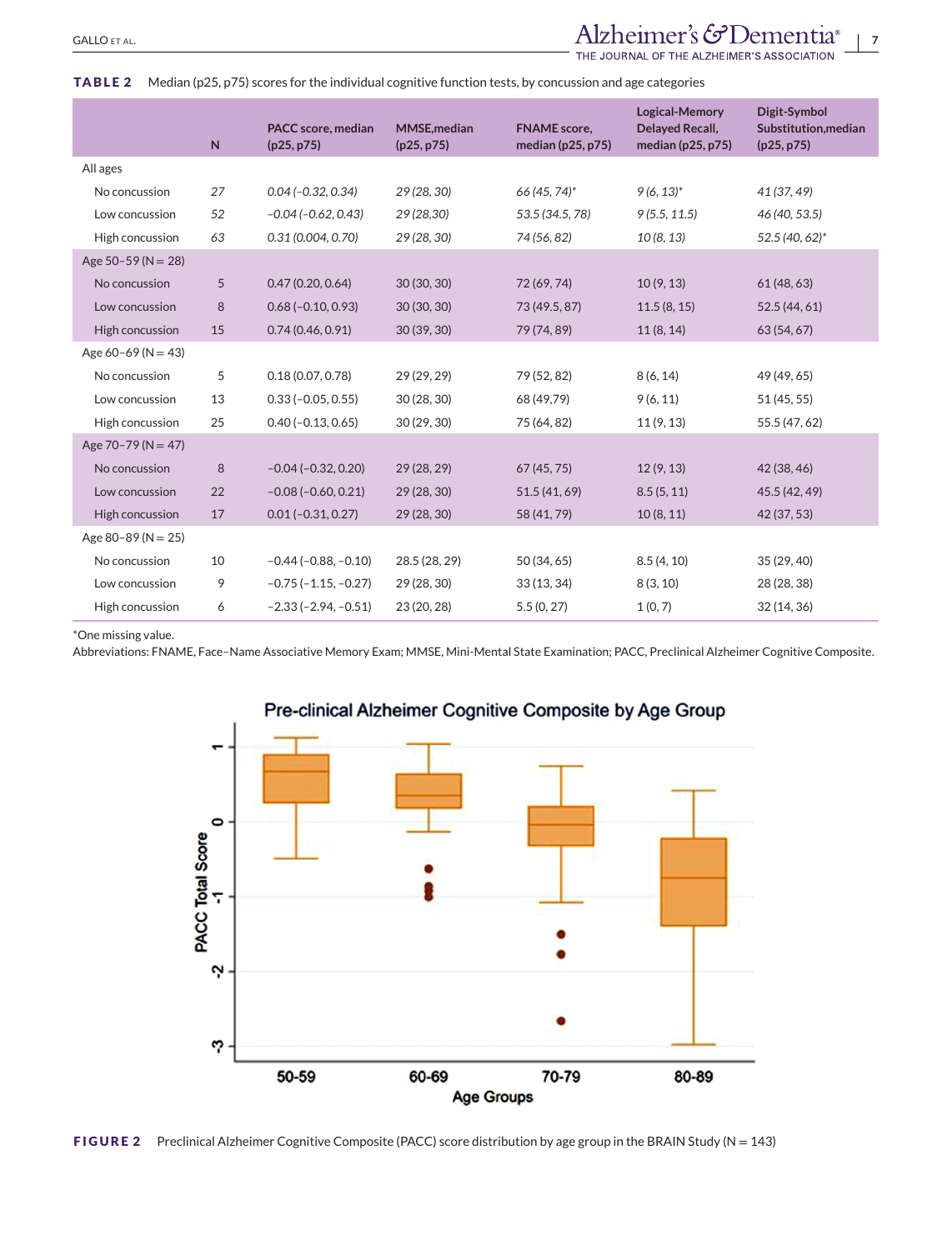**TABLE 2** Median (p25, p75) scores for the individual cognitive function tests, by concussion and age categories

| | N | PACC score, median (p25, p75) | MMSE,median (p25, p75) | FNAME score, median (p25, p75) | Logical-Memory Delayed Recall, median (p25, p75) | Digit-Symbol Substitution,median (p25, p75) |
|---|---|---|---|---|---|---|
| All ages | | | | | | |
| No concussion | 27 | 0.04 (−0.32, 0.34) | 29 (28, 30) | 66 (45, 74)* | 9 (6, 13)* | 41 (37, 49) |
| Low concussion | 52 | −0.04 (−0.62, 0.43) | 29 (28,30) | 53.5 (34.5, 78) | 9 (5.5, 11.5) | 46 (40, 53.5) |
| High concussion | 63 | 0.31 (0.004, 0.70) | 29 (28, 30) | 74 (56, 82) | 10 (8, 13) | 52.5 (40, 62)* |
| Age 50–59 (N = 28) | | | | | | |
| No concussion | 5 | 0.47 (0.20, 0.64) | 30 (30, 30) | 72 (69, 74) | 10 (9, 13) | 61 (48, 63) |
| Low concussion | 8 | 0.68 (−0.10, 0.93) | 30 (30, 30) | 73 (49.5, 87) | 11.5 (8, 15) | 52.5 (44, 61) |
| High concussion | 15 | 0.74 (0.46, 0.91) | 30 (39, 30) | 79 (74, 89) | 11 (8, 14) | 63 (54, 67) |
| Age 60–69 (N = 43) | | | | | | |
| No concussion | 5 | 0.18 (0.07, 0.78) | 29 (29, 29) | 79 (52, 82) | 8 (6, 14) | 49 (49, 65) |
| Low concussion | 13 | 0.33 (−0.05, 0.55) | 30 (28, 30) | 68 (49,79) | 9 (6, 11) | 51 (45, 55) |
| High concussion | 25 | 0.40 (−0.13, 0.65) | 30 (29, 30) | 75 (64, 82) | 11 (9, 13) | 55.5 (47, 62) |
| Age 70–79 (N = 47) | | | | | | |
| No concussion | 8 | −0.04 (−0.32, 0.20) | 29 (28, 29) | 67 (45, 75) | 12 (9, 13) | 42 (38, 46) |
| Low concussion | 22 | −0.08 (−0.60, 0.21) | 29 (28, 30) | 51.5 (41, 69) | 8.5 (5, 11) | 45.5 (42, 49) |
| High concussion | 17 | 0.01 (−0.31, 0.27) | 29 (28, 30) | 58 (41, 79) | 10 (8, 11) | 42 (37, 53) |
| Age 80–89 (N = 25) | | | | | | |
| No concussion | 10 | −0.44 (−0.88, −0.10) | 28.5 (28, 29) | 50 (34, 65) | 8.5 (4, 10) | 35 (29, 40) |
| Low concussion | 9 | −0.75 (−1.15, −0.27) | 29 (28, 30) | 33 (13, 34) | 8 (3, 10) | 28 (28, 38) |
| High concussion | 6 | −2.33 (−2.94, −0.51) | 23 (20, 28) | 5.5 (0, 27) | 1 (0, 7) | 32 (14, 36) |

*One missing value.
Abbreviations: FNAME, Face–Name Associative Memory Exam; MMSE, Mini-Mental State Examination; PACC, Preclinical Alzheimer Cognitive Composite.

**FIGURE 2** Preclinical Alzheimer Cognitive Composite (PACC) score distribution by age group in the BRAIN Study (N = 143)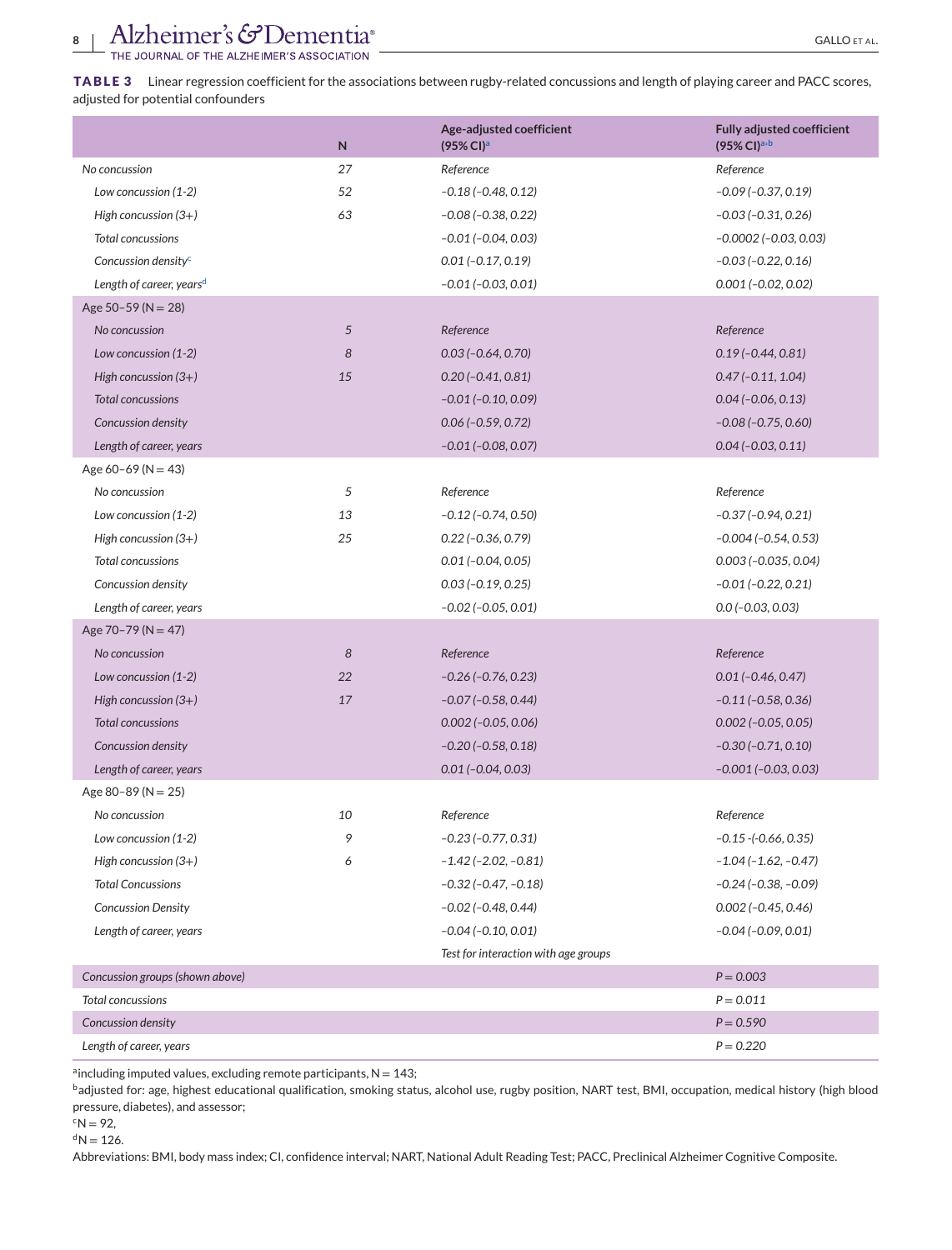**TABLE 3** Linear regression coefficient for the associations between rugby-related concussions and length of playing career and PACC scores, adjusted for potential confounders

| | N | Age-adjusted coefficient (95% CI)[a] | Fully adjusted coefficient (95% CI)[a,b] |
|---|---|---|---|
| *No concussion* | *27* | *Reference* | *Reference* |
| *Low concussion (1-2)* | *52* | *−0.18 (−0.48, 0.12)* | *−0.09 (−0.37, 0.19)* |
| *High concussion (3+)* | *63* | *−0.08 (−0.38, 0.22)* | *−0.03 (−0.31, 0.26)* |
| *Total concussions* | | *−0.01 (−0.04, 0.03)* | *−0.0002 (−0.03, 0.03)* |
| *Concussion density*[c] | | *0.01 (−0.17, 0.19)* | *−0.03 (−0.22, 0.16)* |
| *Length of career, years*[d] | | *−0.01 (−0.03, 0.01)* | *0.001 (−0.02, 0.02)* |
| Age 50–59 (N = 28) | | | |
| *No concussion* | *5* | *Reference* | *Reference* |
| *Low concussion (1-2)* | *8* | *0.03 (−0.64, 0.70)* | *0.19 (−0.44, 0.81)* |
| *High concussion (3+)* | *15* | *0.20 (−0.41, 0.81)* | *0.47 (−0.11, 1.04)* |
| *Total concussions* | | *−0.01 (−0.10, 0.09)* | *0.04 (−0.06, 0.13)* |
| *Concussion density* | | *0.06 (−0.59, 0.72)* | *−0.08 (−0.75, 0.60)* |
| *Length of career, years* | | *−0.01 (−0.08, 0.07)* | *0.04 (−0.03, 0.11)* |
| Age 60–69 (N = 43) | | | |
| *No concussion* | *5* | *Reference* | *Reference* |
| *Low concussion (1-2)* | *13* | *−0.12 (−0.74, 0.50)* | *−0.37 (−0.94, 0.21)* |
| *High concussion (3+)* | *25* | *0.22 (−0.36, 0.79)* | *−0.004 (−0.54, 0.53)* |
| *Total concussions* | | *0.01 (−0.04, 0.05)* | *0.003 (−0.035, 0.04)* |
| *Concussion density* | | *0.03 (−0.19, 0.25)* | *−0.01 (−0.22, 0.21)* |
| *Length of career, years* | | *−0.02 (−0.05, 0.01)* | *0.0 (−0.03, 0.03)* |
| Age 70–79 (N = 47) | | | |
| *No concussion* | *8* | *Reference* | *Reference* |
| *Low concussion (1-2)* | *22* | *−0.26 (−0.76, 0.23)* | *0.01 (−0.46, 0.47)* |
| *High concussion (3+)* | *17* | *−0.07 (−0.58, 0.44)* | *−0.11 (−0.58, 0.36)* |
| *Total concussions* | | *0.002 (−0.05, 0.06)* | *0.002 (−0.05, 0.05)* |
| *Concussion density* | | *−0.20 (−0.58, 0.18)* | *−0.30 (−0.71, 0.10)* |
| *Length of career, years* | | *0.01 (−0.04, 0.03)* | *−0.001 (−0.03, 0.03)* |
| Age 80–89 (N = 25) | | | |
| *No concussion* | *10* | *Reference* | *Reference* |
| *Low concussion (1-2)* | *9* | *−0.23 (−0.77, 0.31)* | *−0.15 -(−0.66, 0.35)* |
| *High concussion (3+)* | *6* | *−1.42 (−2.02, −0.81)* | *−1.04 (−1.62, −0.47)* |
| *Total Concussions* | | *−0.32 (−0.47, −0.18)* | *−0.24 (−0.38, −0.09)* |
| *Concussion Density* | | *−0.02 (−0.48, 0.44)* | *0.002 (−0.45, 0.46)* |
| *Length of career, years* | | *−0.04 (−0.10, 0.01)* | *−0.04 (−0.09, 0.01)* |
| | | *Test for interaction with age groups* | |
| *Concussion groups (shown above)* | | | *P = 0.003* |
| *Total concussions* | | | *P = 0.011* |
| *Concussion density* | | | *P = 0.590* |
| *Length of career, years* | | | *P = 0.220* |

[a]including imputed values, excluding remote participants, N = 143;

[b]adjusted for: age, highest educational qualification, smoking status, alcohol use, rugby position, NART test, BMI, occupation, medical history (high blood pressure, diabetes), and assessor;

[c]N = 92,

[d]N = 126.

Abbreviations: BMI, body mass index; CI, confidence interval; NART, National Adult Reading Test; PACC, Preclinical Alzheimer Cognitive Composite.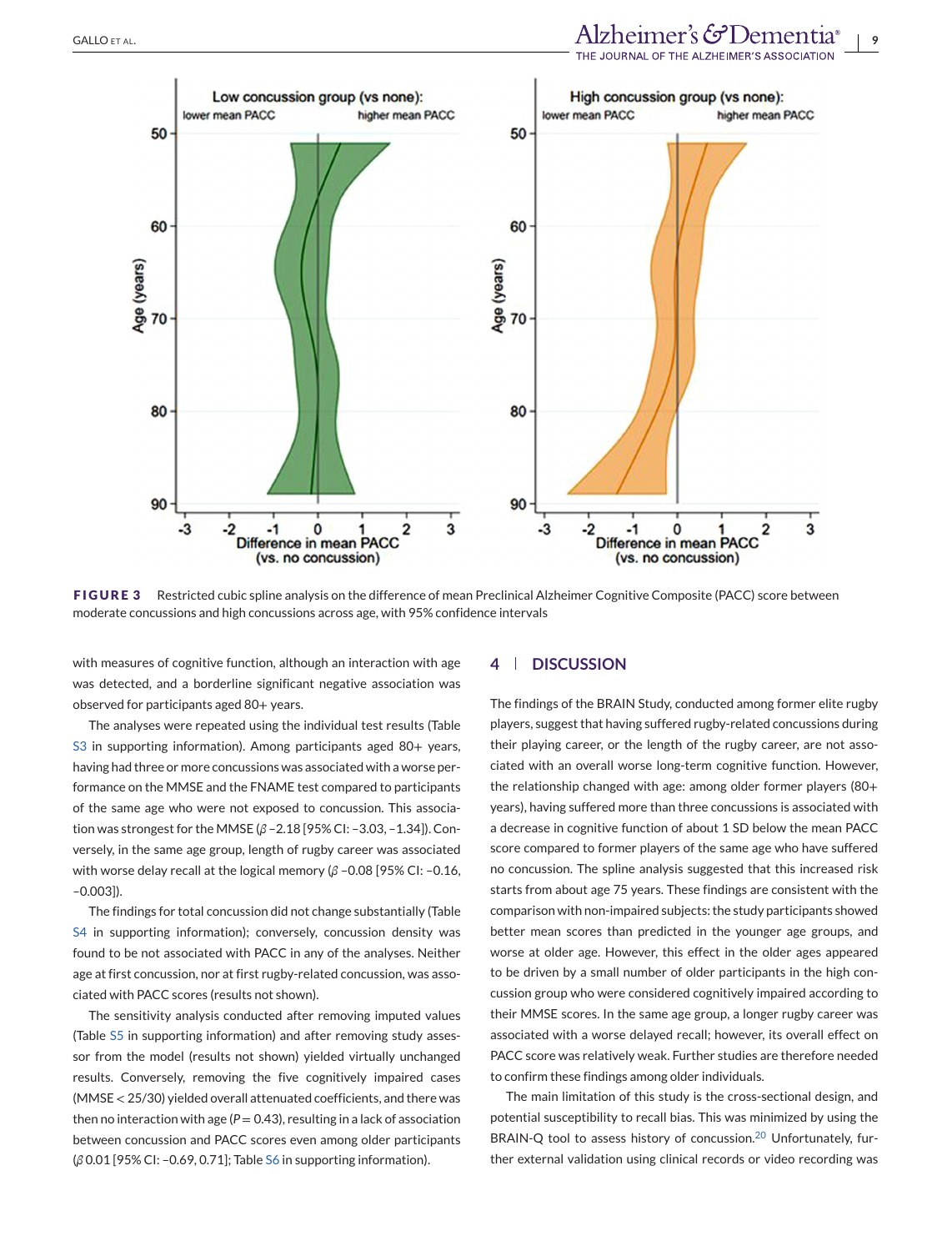**FIGURE 3** Restricted cubic spline analysis on the difference of mean Preclinical Alzheimer Cognitive Composite (PACC) score between moderate concussions and high concussions across age, with 95% confidence intervals

with measures of cognitive function, although an interaction with age was detected, and a borderline significant negative association was observed for participants aged 80+ years.

The analyses were repeated using the individual test results (Table S3 in supporting information). Among participants aged 80+ years, having had three or more concussions was associated with a worse performance on the MMSE and the FNAME test compared to participants of the same age who were not exposed to concussion. This association was strongest for the MMSE (β –2.18 [95% CI: –3.03, –1.34]). Conversely, in the same age group, length of rugby career was associated with worse delay recall at the logical memory (β –0.08 [95% CI: –0.16, –0.003]).

The findings for total concussion did not change substantially (Table S4 in supporting information); conversely, concussion density was found to be not associated with PACC in any of the analyses. Neither age at first concussion, nor at first rugby-related concussion, was associated with PACC scores (results not shown).

The sensitivity analysis conducted after removing imputed values (Table S5 in supporting information) and after removing study assessor from the model (results not shown) yielded virtually unchanged results. Conversely, removing the five cognitively impaired cases (MMSE < 25/30) yielded overall attenuated coefficients, and there was then no interaction with age ($P = 0.43$), resulting in a lack of association between concussion and PACC scores even among older participants (β 0.01 [95% CI: –0.69, 0.71]; Table S6 in supporting information).

## 4 | DISCUSSION

The findings of the BRAIN Study, conducted among former elite rugby players, suggest that having suffered rugby-related concussions during their playing career, or the length of the rugby career, are not associated with an overall worse long-term cognitive function. However, the relationship changed with age: among older former players (80+ years), having suffered more than three concussions is associated with a decrease in cognitive function of about 1 SD below the mean PACC score compared to former players of the same age who have suffered no concussion. The spline analysis suggested that this increased risk starts from about age 75 years. These findings are consistent with the comparison with non-impaired subjects: the study participants showed better mean scores than predicted in the younger age groups, and worse at older age. However, this effect in the older ages appeared to be driven by a small number of older participants in the high concussion group who were considered cognitively impaired according to their MMSE scores. In the same age group, a longer rugby career was associated with a worse delayed recall; however, its overall effect on PACC score was relatively weak. Further studies are therefore needed to confirm these findings among older individuals.

The main limitation of this study is the cross-sectional design, and potential susceptibility to recall bias. This was minimized by using the BRAIN-Q tool to assess history of concussion.[20] Unfortunately, further external validation using clinical records or video recording was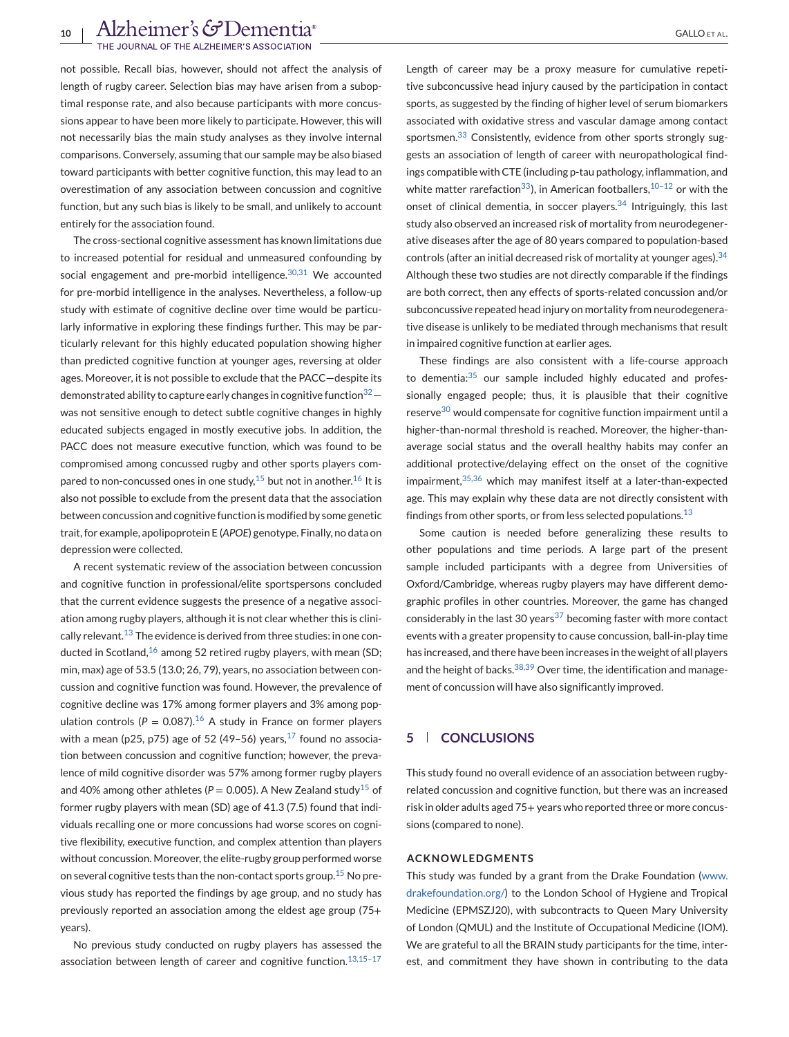not possible. Recall bias, however, should not affect the analysis of length of rugby career. Selection bias may have arisen from a suboptimal response rate, and also because participants with more concussions appear to have been more likely to participate. However, this will not necessarily bias the main study analyses as they involve internal comparisons. Conversely, assuming that our sample may be also biased toward participants with better cognitive function, this may lead to an overestimation of any association between concussion and cognitive function, but any such bias is likely to be small, and unlikely to account entirely for the association found.

The cross-sectional cognitive assessment has known limitations due to increased potential for residual and unmeasured confounding by social engagement and pre-morbid intelligence.[30,31] We accounted for pre-morbid intelligence in the analyses. Nevertheless, a follow-up study with estimate of cognitive decline over time would be particularly informative in exploring these findings further. This may be particularly relevant for this highly educated population showing higher than predicted cognitive function at younger ages, reversing at older ages. Moreover, it is not possible to exclude that the PACC—despite its demonstrated ability to capture early changes in cognitive function[32]—was not sensitive enough to detect subtle cognitive changes in highly educated subjects engaged in mostly executive jobs. In addition, the PACC does not measure executive function, which was found to be compromised among concussed rugby and other sports players compared to non-concussed ones in one study,[15] but not in another.[16] It is also not possible to exclude from the present data that the association between concussion and cognitive function is modified by some genetic trait, for example, apolipoprotein E (*APOE*) genotype. Finally, no data on depression were collected.

A recent systematic review of the association between concussion and cognitive function in professional/elite sportspersons concluded that the current evidence suggests the presence of a negative association among rugby players, although it is not clear whether this is clinically relevant.[13] The evidence is derived from three studies: in one conducted in Scotland,[16] among 52 retired rugby players, with mean (SD; min, max) age of 53.5 (13.0; 26, 79), years, no association between concussion and cognitive function was found. However, the prevalence of cognitive decline was 17% among former players and 3% among population controls ($P = 0.087$).[16] A study in France on former players with a mean (p25, p75) age of 52 (49–56) years,[17] found no association between concussion and cognitive function; however, the prevalence of mild cognitive disorder was 57% among former rugby players and 40% among other athletes ($P = 0.005$). A New Zealand study[15] of former rugby players with mean (SD) age of 41.3 (7.5) found that individuals recalling one or more concussions had worse scores on cognitive flexibility, executive function, and complex attention than players without concussion. Moreover, the elite-rugby group performed worse on several cognitive tests than the non-contact sports group.[15] No previous study has reported the findings by age group, and no study has previously reported an association among the eldest age group (75+ years).

No previous study conducted on rugby players has assessed the association between length of career and cognitive function.[13,15–17] Length of career may be a proxy measure for cumulative repetitive subconcussive head injury caused by the participation in contact sports, as suggested by the finding of higher level of serum biomarkers associated with oxidative stress and vascular damage among contact sportsmen.[33] Consistently, evidence from other sports strongly suggests an association of length of career with neuropathological findings compatible with CTE (including p-tau pathology, inflammation, and white matter rarefaction[33]), in American footballers,[10–12] or with the onset of clinical dementia, in soccer players.[34] Intriguingly, this last study also observed an increased risk of mortality from neurodegenerative diseases after the age of 80 years compared to population-based controls (after an initial decreased risk of mortality at younger ages).[34] Although these two studies are not directly comparable if the findings are both correct, then any effects of sports-related concussion and/or subconcussive repeated head injury on mortality from neurodegenerative disease is unlikely to be mediated through mechanisms that result in impaired cognitive function at earlier ages.

These findings are also consistent with a life-course approach to dementia:[35] our sample included highly educated and professionally engaged people; thus, it is plausible that their cognitive reserve[30] would compensate for cognitive function impairment until a higher-than-normal threshold is reached. Moreover, the higher-than-average social status and the overall healthy habits may confer an additional protective/delaying effect on the onset of the cognitive impairment,[35,36] which may manifest itself at a later-than-expected age. This may explain why these data are not directly consistent with findings from other sports, or from less selected populations.[13]

Some caution is needed before generalizing these results to other populations and time periods. A large part of the present sample included participants with a degree from Universities of Oxford/Cambridge, whereas rugby players may have different demographic profiles in other countries. Moreover, the game has changed considerably in the last 30 years[37] becoming faster with more contact events with a greater propensity to cause concussion, ball-in-play time has increased, and there have been increases in the weight of all players and the height of backs.[38,39] Over time, the identification and management of concussion will have also significantly improved.

## 5 | CONCLUSIONS

This study found no overall evidence of an association between rugby-related concussion and cognitive function, but there was an increased risk in older adults aged 75+ years who reported three or more concussions (compared to none).

### ACKNOWLEDGMENTS

This study was funded by a grant from the Drake Foundation (www.drakefoundation.org/) to the London School of Hygiene and Tropical Medicine (EPMSZJ20), with subcontracts to Queen Mary University of London (QMUL) and the Institute of Occupational Medicine (IOM). We are grateful to all the BRAIN study participants for the time, interest, and commitment they have shown in contributing to the data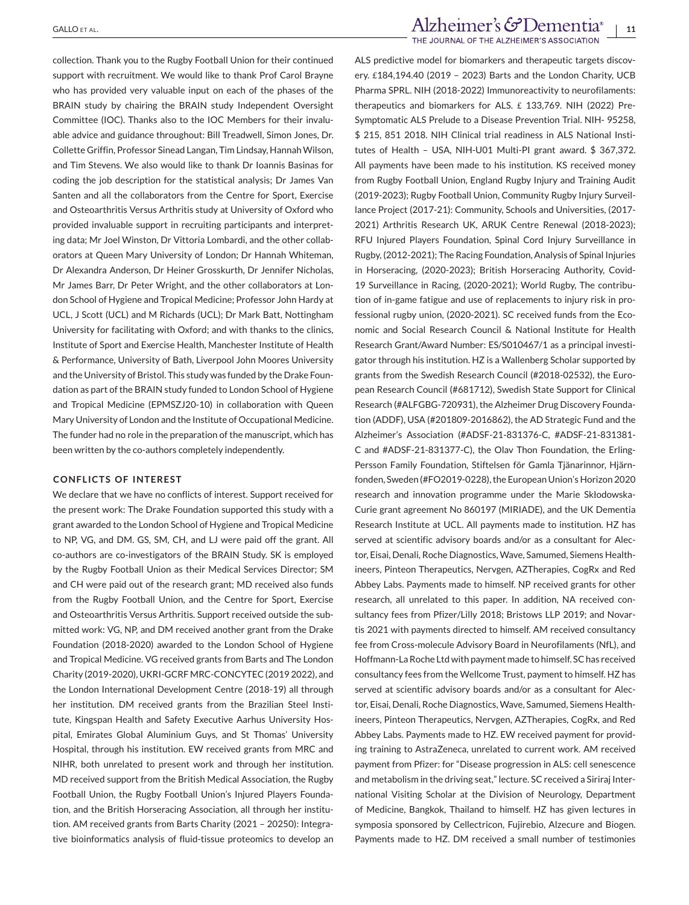collection. Thank you to the Rugby Football Union for their continued support with recruitment. We would like to thank Prof Carol Brayne who has provided very valuable input on each of the phases of the BRAIN study by chairing the BRAIN study Independent Oversight Committee (IOC). Thanks also to the IOC Members for their invaluable advice and guidance throughout: Bill Treadwell, Simon Jones, Dr. Collette Griffin, Professor Sinead Langan, Tim Lindsay, Hannah Wilson, and Tim Stevens. We also would like to thank Dr Ioannis Basinas for coding the job description for the statistical analysis; Dr James Van Santen and all the collaborators from the Centre for Sport, Exercise and Osteoarthritis Versus Arthritis study at University of Oxford who provided invaluable support in recruiting participants and interpreting data; Mr Joel Winston, Dr Vittoria Lombardi, and the other collaborators at Queen Mary University of London; Dr Hannah Whiteman, Dr Alexandra Anderson, Dr Heiner Grosskurth, Dr Jennifer Nicholas, Mr James Barr, Dr Peter Wright, and the other collaborators at London School of Hygiene and Tropical Medicine; Professor John Hardy at UCL, J Scott (UCL) and M Richards (UCL); Dr Mark Batt, Nottingham University for facilitating with Oxford; and with thanks to the clinics, Institute of Sport and Exercise Health, Manchester Institute of Health & Performance, University of Bath, Liverpool John Moores University and the University of Bristol. This study was funded by the Drake Foundation as part of the BRAIN study funded to London School of Hygiene and Tropical Medicine (EPMSZJ20-10) in collaboration with Queen Mary University of London and the Institute of Occupational Medicine. The funder had no role in the preparation of the manuscript, which has been written by the co-authors completely independently.

## CONFLICTS OF INTEREST

We declare that we have no conflicts of interest. Support received for the present work: The Drake Foundation supported this study with a grant awarded to the London School of Hygiene and Tropical Medicine to NP, VG, and DM. GS, SM, CH, and LJ were paid off the grant. All co-authors are co-investigators of the BRAIN Study. SK is employed by the Rugby Football Union as their Medical Services Director; SM and CH were paid out of the research grant; MD received also funds from the Rugby Football Union, and the Centre for Sport, Exercise and Osteoarthritis Versus Arthritis. Support received outside the submitted work: VG, NP, and DM received another grant from the Drake Foundation (2018-2020) awarded to the London School of Hygiene and Tropical Medicine. VG received grants from Barts and The London Charity (2019-2020), UKRI-GCRF MRC-CONCYTEC (2019 2022), and the London International Development Centre (2018-19) all through her institution. DM received grants from the Brazilian Steel Institute, Kingspan Health and Safety Executive Aarhus University Hospital, Emirates Global Aluminium Guys, and St Thomas' University Hospital, through his institution. EW received grants from MRC and NIHR, both unrelated to present work and through her institution. MD received support from the British Medical Association, the Rugby Football Union, the Rugby Football Union's Injured Players Foundation, and the British Horseracing Association, all through her institution. AM received grants from Barts Charity (2021 – 20250): Integrative bioinformatics analysis of fluid-tissue proteomics to develop an ALS predictive model for biomarkers and therapeutic targets discovery. £184,194.40 (2019 – 2023) Barts and the London Charity, UCB Pharma SPRL. NIH (2018-2022) Immunoreactivity to neurofilaments: therapeutics and biomarkers for ALS. £ 133,769. NIH (2022) Pre-Symptomatic ALS Prelude to a Disease Prevention Trial. NIH- 95258, $ 215, 851 2018. NIH Clinical trial readiness in ALS National Institutes of Health – USA, NIH-U01 Multi-PI grant award. $ 367,372. All payments have been made to his institution. KS received money from Rugby Football Union, England Rugby Injury and Training Audit (2019-2023); Rugby Football Union, Community Rugby Injury Surveillance Project (2017-21): Community, Schools and Universities, (2017-2021) Arthritis Research UK, ARUK Centre Renewal (2018-2023); RFU Injured Players Foundation, Spinal Cord Injury Surveillance in Rugby, (2012-2021); The Racing Foundation, Analysis of Spinal Injuries in Horseracing, (2020-2023); British Horseracing Authority, Covid-19 Surveillance in Racing, (2020-2021); World Rugby, The contribution of in-game fatigue and use of replacements to injury risk in professional rugby union, (2020-2021). SC received funds from the Economic and Social Research Council & National Institute for Health Research Grant/Award Number: ES/S010467/1 as a principal investigator through his institution. HZ is a Wallenberg Scholar supported by grants from the Swedish Research Council (#2018-02532), the European Research Council (#681712), Swedish State Support for Clinical Research (#ALFGBG-720931), the Alzheimer Drug Discovery Foundation (ADDF), USA (#201809-2016862), the AD Strategic Fund and the Alzheimer's Association (#ADSF-21-831376-C, #ADSF-21-831381-C and #ADSF-21-831377-C), the Olav Thon Foundation, the Erling-Persson Family Foundation, Stiftelsen för Gamla Tjänarinnor, Hjärnfonden, Sweden (#FO2019-0228), the European Union's Horizon 2020 research and innovation programme under the Marie Skłodowska-Curie grant agreement No 860197 (MIRIADE), and the UK Dementia Research Institute at UCL. All payments made to institution. HZ has served at scientific advisory boards and/or as a consultant for Alector, Eisai, Denali, Roche Diagnostics, Wave, Samumed, Siemens Healthineers, Pinteon Therapeutics, Nervgen, AZTherapies, CogRx and Red Abbey Labs. Payments made to himself. NP received grants for other research, all unrelated to this paper. In addition, NA received consultancy fees from Pfizer/Lilly 2018; Bristows LLP 2019; and Novartis 2021 with payments directed to himself. AM received consultancy fee from Cross-molecule Advisory Board in Neurofilaments (NfL), and Hoffmann-La Roche Ltd with payment made to himself. SC has received consultancy fees from the Wellcome Trust, payment to himself. HZ has served at scientific advisory boards and/or as a consultant for Alector, Eisai, Denali, Roche Diagnostics, Wave, Samumed, Siemens Healthineers, Pinteon Therapeutics, Nervgen, AZTherapies, CogRx, and Red Abbey Labs. Payments made to HZ. EW received payment for providing training to AstraZeneca, unrelated to current work. AM received payment from Pfizer: for "Disease progression in ALS: cell senescence and metabolism in the driving seat," lecture. SC received a Siriraj International Visiting Scholar at the Division of Neurology, Department of Medicine, Bangkok, Thailand to himself. HZ has given lectures in symposia sponsored by Cellectricon, Fujirebio, Alzecure and Biogen. Payments made to HZ. DM received a small number of testimonies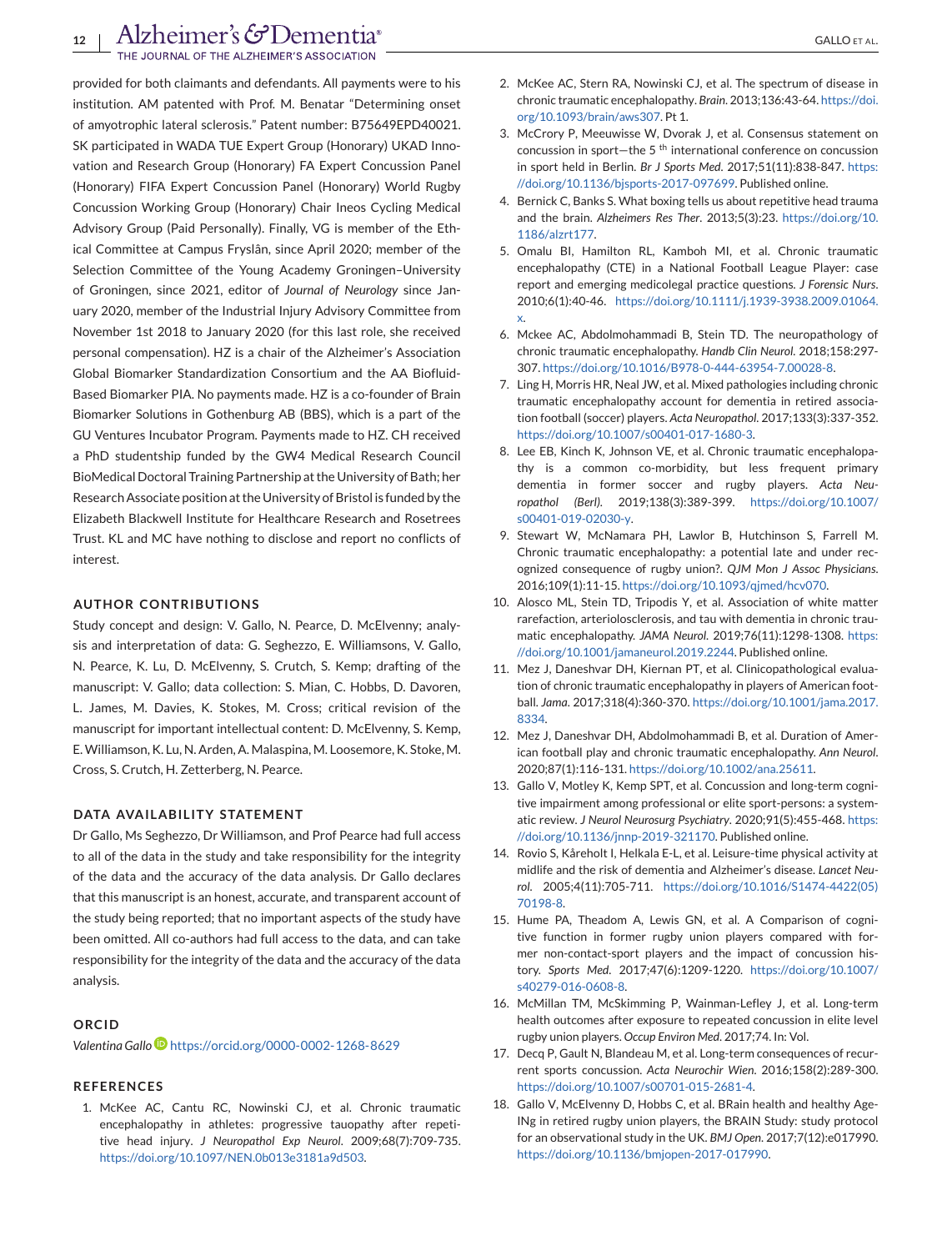provided for both claimants and defendants. All payments were to his institution. AM patented with Prof. M. Benatar "Determining onset of amyotrophic lateral sclerosis." Patent number: B75649EPD40021. SK participated in WADA TUE Expert Group (Honorary) UKAD Innovation and Research Group (Honorary) FA Expert Concussion Panel (Honorary) FIFA Expert Concussion Panel (Honorary) World Rugby Concussion Working Group (Honorary) Chair Ineos Cycling Medical Advisory Group (Paid Personally). Finally, VG is member of the Ethical Committee at Campus Fryslân, since April 2020; member of the Selection Committee of the Young Academy Groningen–University of Groningen, since 2021, editor of *Journal of Neurology* since January 2020, member of the Industrial Injury Advisory Committee from November 1st 2018 to January 2020 (for this last role, she received personal compensation). HZ is a chair of the Alzheimer's Association Global Biomarker Standardization Consortium and the AA Biofluid-Based Biomarker PIA. No payments made. HZ is a co-founder of Brain Biomarker Solutions in Gothenburg AB (BBS), which is a part of the GU Ventures Incubator Program. Payments made to HZ. CH received a PhD studentship funded by the GW4 Medical Research Council BioMedical Doctoral Training Partnership at the University of Bath; her Research Associate position at the University of Bristol is funded by the Elizabeth Blackwell Institute for Healthcare Research and Rosetrees Trust. KL and MC have nothing to disclose and report no conflicts of interest.

## AUTHOR CONTRIBUTIONS

Study concept and design: V. Gallo, N. Pearce, D. McElvenny; analysis and interpretation of data: G. Seghezzo, E. Williamsons, V. Gallo, N. Pearce, K. Lu, D. McElvenny, S. Crutch, S. Kemp; drafting of the manuscript: V. Gallo; data collection: S. Mian, C. Hobbs, D. Davoren, L. James, M. Davies, K. Stokes, M. Cross; critical revision of the manuscript for important intellectual content: D. McElvenny, S. Kemp, E. Williamson, K. Lu, N. Arden, A. Malaspina, M. Loosemore, K. Stoke, M. Cross, S. Crutch, H. Zetterberg, N. Pearce.

## DATA AVAILABILITY STATEMENT

Dr Gallo, Ms Seghezzo, Dr Williamson, and Prof Pearce had full access to all of the data in the study and take responsibility for the integrity of the data and the accuracy of the data analysis. Dr Gallo declares that this manuscript is an honest, accurate, and transparent account of the study being reported; that no important aspects of the study have been omitted. All co-authors had full access to the data, and can take responsibility for the integrity of the data and the accuracy of the data analysis.

## ORCID

*Valentina Gallo* https://orcid.org/0000-0002-1268-8629

## REFERENCES

1. McKee AC, Cantu RC, Nowinski CJ, et al. Chronic traumatic encephalopathy in athletes: progressive tauopathy after repetitive head injury. *J Neuropathol Exp Neurol*. 2009;68(7):709-735. https://doi.org/10.1097/NEN.0b013e3181a9d503.
2. McKee AC, Stern RA, Nowinski CJ, et al. The spectrum of disease in chronic traumatic encephalopathy. *Brain*. 2013;136:43-64. https://doi.org/10.1093/brain/aws307. Pt 1.
3. McCrory P, Meeuwisse W, Dvorak J, et al. Consensus statement on concussion in sport—the 5 th international conference on concussion in sport held in Berlin. *Br J Sports Med*. 2017;51(11):838-847. https://doi.org/10.1136/bjsports-2017-097699. Published online.
4. Bernick C, Banks S. What boxing tells us about repetitive head trauma and the brain. *Alzheimers Res Ther*. 2013;5(3):23. https://doi.org/10.1186/alzrt177.
5. Omalu BI, Hamilton RL, Kamboh MI, et al. Chronic traumatic encephalopathy (CTE) in a National Football League Player: case report and emerging medicolegal practice questions. *J Forensic Nurs*. 2010;6(1):40-46. https://doi.org/10.1111/j.1939-3938.2009.01064.x.
6. Mckee AC, Abdolmohammadi B, Stein TD. The neuropathology of chronic traumatic encephalopathy. *Handb Clin Neurol*. 2018;158:297-307. https://doi.org/10.1016/B978-0-444-63954-7.00028-8.
7. Ling H, Morris HR, Neal JW, et al. Mixed pathologies including chronic traumatic encephalopathy account for dementia in retired association football (soccer) players. *Acta Neuropathol*. 2017;133(3):337-352. https://doi.org/10.1007/s00401-017-1680-3.
8. Lee EB, Kinch K, Johnson VE, et al. Chronic traumatic encephalopathy is a common co-morbidity, but less frequent primary dementia in former soccer and rugby players. *Acta Neuropathol (Berl)*. 2019;138(3):389-399. https://doi.org/10.1007/s00401-019-02030-y.
9. Stewart W, McNamara PH, Lawlor B, Hutchinson S, Farrell M. Chronic traumatic encephalopathy: a potential late and under recognized consequence of rugby union?. *QJM Mon J Assoc Physicians*. 2016;109(1):11-15. https://doi.org/10.1093/qjmed/hcv070.
10. Alosco ML, Stein TD, Tripodis Y, et al. Association of white matter rarefaction, arteriolosclerosis, and tau with dementia in chronic traumatic encephalopathy. *JAMA Neurol*. 2019;76(11):1298-1308. https://doi.org/10.1001/jamaneurol.2019.2244. Published online.
11. Mez J, Daneshvar DH, Kiernan PT, et al. Clinicopathological evaluation of chronic traumatic encephalopathy in players of American football. *Jama*. 2017;318(4):360-370. https://doi.org/10.1001/jama.2017.8334.
12. Mez J, Daneshvar DH, Abdolmohammadi B, et al. Duration of American football play and chronic traumatic encephalopathy. *Ann Neurol*. 2020;87(1):116-131. https://doi.org/10.1002/ana.25611.
13. Gallo V, Motley K, Kemp SPT, et al. Concussion and long-term cognitive impairment among professional or elite sport-persons: a systematic review. *J Neurol Neurosurg Psychiatry*. 2020;91(5):455-468. https://doi.org/10.1136/jnnp-2019-321170. Published online.
14. Rovio S, Kåreholt I, Helkala E-L, et al. Leisure-time physical activity at midlife and the risk of dementia and Alzheimer's disease. *Lancet Neurol*. 2005;4(11):705-711. https://doi.org/10.1016/S1474-4422(05)70198-8.
15. Hume PA, Theadom A, Lewis GN, et al. A Comparison of cognitive function in former rugby union players compared with former non-contact-sport players and the impact of concussion history. *Sports Med*. 2017;47(6):1209-1220. https://doi.org/10.1007/s40279-016-0608-8.
16. McMillan TM, McSkimming P, Wainman-Lefley J, et al. Long-term health outcomes after exposure to repeated concussion in elite level rugby union players. *Occup Environ Med*. 2017;74. In: Vol.
17. Decq P, Gault N, Blandeau M, et al. Long-term consequences of recurrent sports concussion. *Acta Neurochir Wien*. 2016;158(2):289-300. https://doi.org/10.1007/s00701-015-2681-4.
18. Gallo V, McElvenny D, Hobbs C, et al. BRain health and healthy AgeINg in retired rugby union players, the BRAIN Study: study protocol for an observational study in the UK. *BMJ Open*. 2017;7(12):e017990. https://doi.org/10.1136/bmjopen-2017-017990.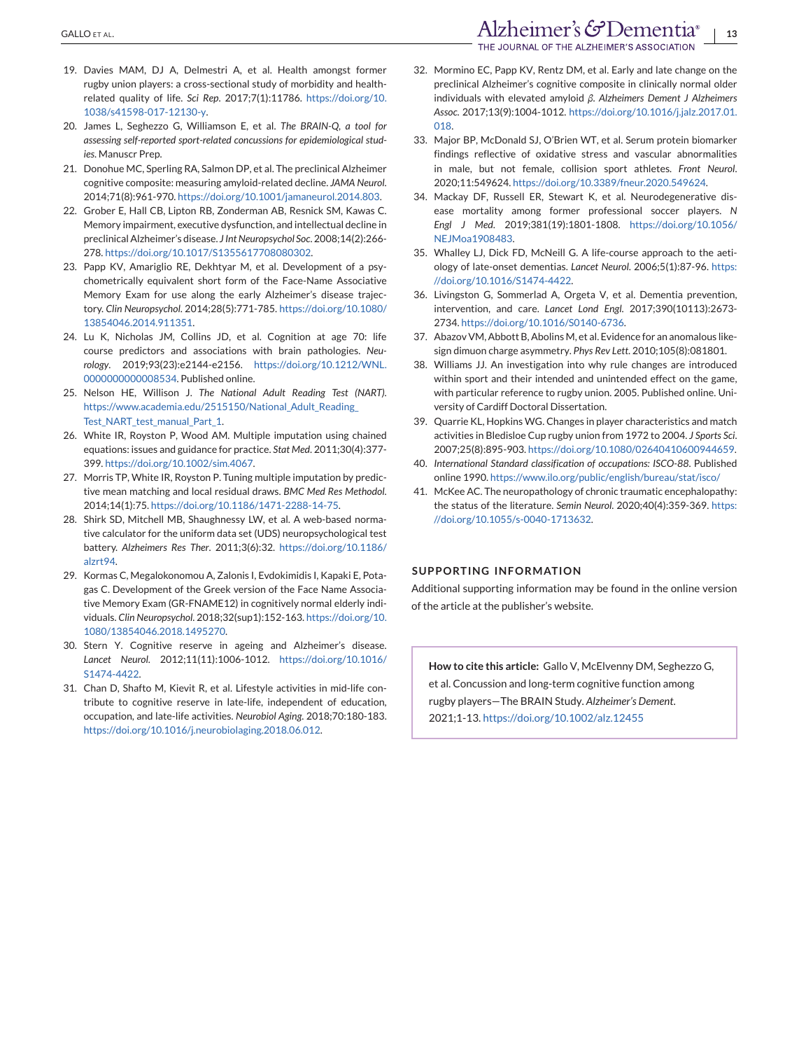19. Davies MAM, DJ A, Delmestri A, et al. Health amongst former rugby union players: a cross-sectional study of morbidity and health-related quality of life. *Sci Rep*. 2017;7(1):11786. https://doi.org/10.1038/s41598-017-12130-y.
20. James L, Seghezzo G, Williamson E, et al. *The BRAIN-Q, a tool for assessing self-reported sport-related concussions for epidemiological studies*. Manuscr Prep.
21. Donohue MC, Sperling RA, Salmon DP, et al. The preclinical Alzheimer cognitive composite: measuring amyloid-related decline. *JAMA Neurol*. 2014;71(8):961-970. https://doi.org/10.1001/jamaneurol.2014.803.
22. Grober E, Hall CB, Lipton RB, Zonderman AB, Resnick SM, Kawas C. Memory impairment, executive dysfunction, and intellectual decline in preclinical Alzheimer's disease. *J Int Neuropsychol Soc*. 2008;14(2):266-278. https://doi.org/10.1017/S1355617708080302.
23. Papp KV, Amariglio RE, Dekhtyar M, et al. Development of a psychometrically equivalent short form of the Face-Name Associative Memory Exam for use along the early Alzheimer's disease trajectory. *Clin Neuropsychol*. 2014;28(5):771-785. https://doi.org/10.1080/13854046.2014.911351.
24. Lu K, Nicholas JM, Collins JD, et al. Cognition at age 70: life course predictors and associations with brain pathologies. *Neurology*. 2019;93(23):e2144-e2156. https://doi.org/10.1212/WNL.0000000000008534. Published online.
25. Nelson HE, Willison J. *The National Adult Reading Test (NART)*. https://www.academia.edu/2515150/National_Adult_Reading_Test_NART_test_manual_Part_1.
26. White IR, Royston P, Wood AM. Multiple imputation using chained equations: issues and guidance for practice. *Stat Med*. 2011;30(4):377-399. https://doi.org/10.1002/sim.4067.
27. Morris TP, White IR, Royston P. Tuning multiple imputation by predictive mean matching and local residual draws. *BMC Med Res Methodol*. 2014;14(1):75. https://doi.org/10.1186/1471-2288-14-75.
28. Shirk SD, Mitchell MB, Shaughnessy LW, et al. A web-based normative calculator for the uniform data set (UDS) neuropsychological test battery. *Alzheimers Res Ther*. 2011;3(6):32. https://doi.org/10.1186/alzrt94.
29. Kormas C, Megalokonomou A, Zalonis I, Evdokimidis I, Kapaki E, Potagas C. Development of the Greek version of the Face Name Associative Memory Exam (GR-FNAME12) in cognitively normal elderly individuals. *Clin Neuropsychol*. 2018;32(sup1):152-163. https://doi.org/10.1080/13854046.2018.1495270.
30. Stern Y. Cognitive reserve in ageing and Alzheimer's disease. *Lancet Neurol*. 2012;11(11):1006-1012. https://doi.org/10.1016/S1474-4422.
31. Chan D, Shafto M, Kievit R, et al. Lifestyle activities in mid-life contribute to cognitive reserve in late-life, independent of education, occupation, and late-life activities. *Neurobiol Aging*. 2018;70:180-183. https://doi.org/10.1016/j.neurobiolaging.2018.06.012.
32. Mormino EC, Papp KV, Rentz DM, et al. Early and late change on the preclinical Alzheimer's cognitive composite in clinically normal older individuals with elevated amyloid β. *Alzheimers Dement J Alzheimers Assoc*. 2017;13(9):1004-1012. https://doi.org/10.1016/j.jalz.2017.01.018.
33. Major BP, McDonald SJ, O'Brien WT, et al. Serum protein biomarker findings reflective of oxidative stress and vascular abnormalities in male, but not female, collision sport athletes. *Front Neurol*. 2020;11:549624. https://doi.org/10.3389/fneur.2020.549624.
34. Mackay DF, Russell ER, Stewart K, et al. Neurodegenerative disease mortality among former professional soccer players. *N Engl J Med*. 2019;381(19):1801-1808. https://doi.org/10.1056/NEJMoa1908483.
35. Whalley LJ, Dick FD, McNeill G. A life-course approach to the aetiology of late-onset dementias. *Lancet Neurol*. 2006;5(1):87-96. https://doi.org/10.1016/S1474-4422.
36. Livingston G, Sommerlad A, Orgeta V, et al. Dementia prevention, intervention, and care. *Lancet Lond Engl*. 2017;390(10113):2673-2734. https://doi.org/10.1016/S0140-6736.
37. Abazov VM, Abbott B, Abolins M, et al. Evidence for an anomalous like-sign dimuon charge asymmetry. *Phys Rev Lett*. 2010;105(8):081801.
38. Williams JJ. An investigation into why rule changes are introduced within sport and their intended and unintended effect on the game, with particular reference to rugby union. 2005. Published online. University of Cardiff Doctoral Dissertation.
39. Quarrie KL, Hopkins WG. Changes in player characteristics and match activities in Bledisloe Cup rugby union from 1972 to 2004. *J Sports Sci*. 2007;25(8):895-903. https://doi.org/10.1080/02640410600944659.
40. *International Standard classification of occupations: ISCO-88*. Published online 1990. https://www.ilo.org/public/english/bureau/stat/isco/
41. McKee AC. The neuropathology of chronic traumatic encephalopathy: the status of the literature. *Semin Neurol*. 2020;40(4):359-369. https://doi.org/10.1055/s-0040-1713632.

## SUPPORTING INFORMATION

Additional supporting information may be found in the online version of the article at the publisher's website.

**How to cite this article:** Gallo V, McElvenny DM, Seghezzo G, et al. Concussion and long-term cognitive function among rugby players—The BRAIN Study. *Alzheimer's Dement*. 2021;1-13. https://doi.org/10.1002/alz.12455